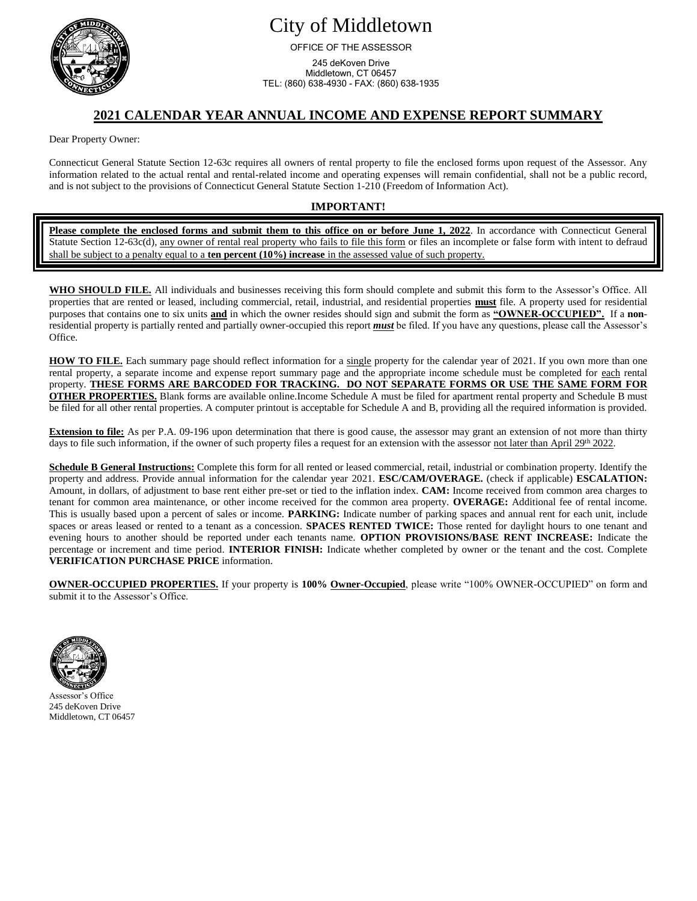# City of Middletown

OFFICE OF THE ASSESSOR

245 deKoven Drive
Middletown, CT 06457
TEL: (860) 638-4930 - FAX: (860) 638-1935

## 2021 CALENDAR YEAR ANNUAL INCOME AND EXPENSE REPORT SUMMARY

Dear Property Owner:

Connecticut General Statute Section 12-63c requires all owners of rental property to file the enclosed forms upon request of the Assessor. Any information related to the actual rental and rental-related income and operating expenses will remain confidential, shall not be a public record, and is not subject to the provisions of Connecticut General Statute Section 1-210 (Freedom of Information Act).

### IMPORTANT!

**Please complete the enclosed forms and submit them to this office on or before June 1, 2022**. In accordance with Connecticut General Statute Section 12-63c(d), any owner of rental real property who fails to file this form or files an incomplete or false form with intent to defraud shall be subject to a penalty equal to a **ten percent (10%) increase** in the assessed value of such property.

**WHO SHOULD FILE.** All individuals and businesses receiving this form should complete and submit this form to the Assessor's Office. All properties that are rented or leased, including commercial, retail, industrial, and residential properties **must** file. A property used for residential purposes that contains one to six units **and** in which the owner resides should sign and submit the form as **"OWNER-OCCUPIED".** If a **non**-residential property is partially rented and partially owner-occupied this report ***must*** be filed. If you have any questions, please call the Assessor's Office.

**HOW TO FILE.** Each summary page should reflect information for a single property for the calendar year of 2021. If you own more than one rental property, a separate income and expense report summary page and the appropriate income schedule must be completed for each rental property. **THESE FORMS ARE BARCODED FOR TRACKING. DO NOT SEPARATE FORMS OR USE THE SAME FORM FOR OTHER PROPERTIES.** Blank forms are available online.Income Schedule A must be filed for apartment rental property and Schedule B must be filed for all other rental properties. A computer printout is acceptable for Schedule A and B, providing all the required information is provided.

**Extension to file:** As per P.A. 09-196 upon determination that there is good cause, the assessor may grant an extension of not more than thirty days to file such information, if the owner of such property files a request for an extension with the assessor not later than April 29th 2022.

**Schedule B General Instructions:** Complete this form for all rented or leased commercial, retail, industrial or combination property. Identify the property and address. Provide annual information for the calendar year 2021. **ESC/CAM/OVERAGE.** (check if applicable) **ESCALATION:** Amount, in dollars, of adjustment to base rent either pre-set or tied to the inflation index. **CAM:** Income received from common area charges to tenant for common area maintenance, or other income received for the common area property. **OVERAGE:** Additional fee of rental income. This is usually based upon a percent of sales or income. **PARKING:** Indicate number of parking spaces and annual rent for each unit, include spaces or areas leased or rented to a tenant as a concession. **SPACES RENTED TWICE:** Those rented for daylight hours to one tenant and evening hours to another should be reported under each tenants name. **OPTION PROVISIONS/BASE RENT INCREASE:** Indicate the percentage or increment and time period. **INTERIOR FINISH:** Indicate whether completed by owner or the tenant and the cost. Complete **VERIFICATION PURCHASE PRICE** information.

**OWNER-OCCUPIED PROPERTIES.** If your property is **100% Owner-Occupied**, please write "100% OWNER-OCCUPIED" on form and submit it to the Assessor's Office.

Assessor's Office
245 deKoven Drive
Middletown, CT 06457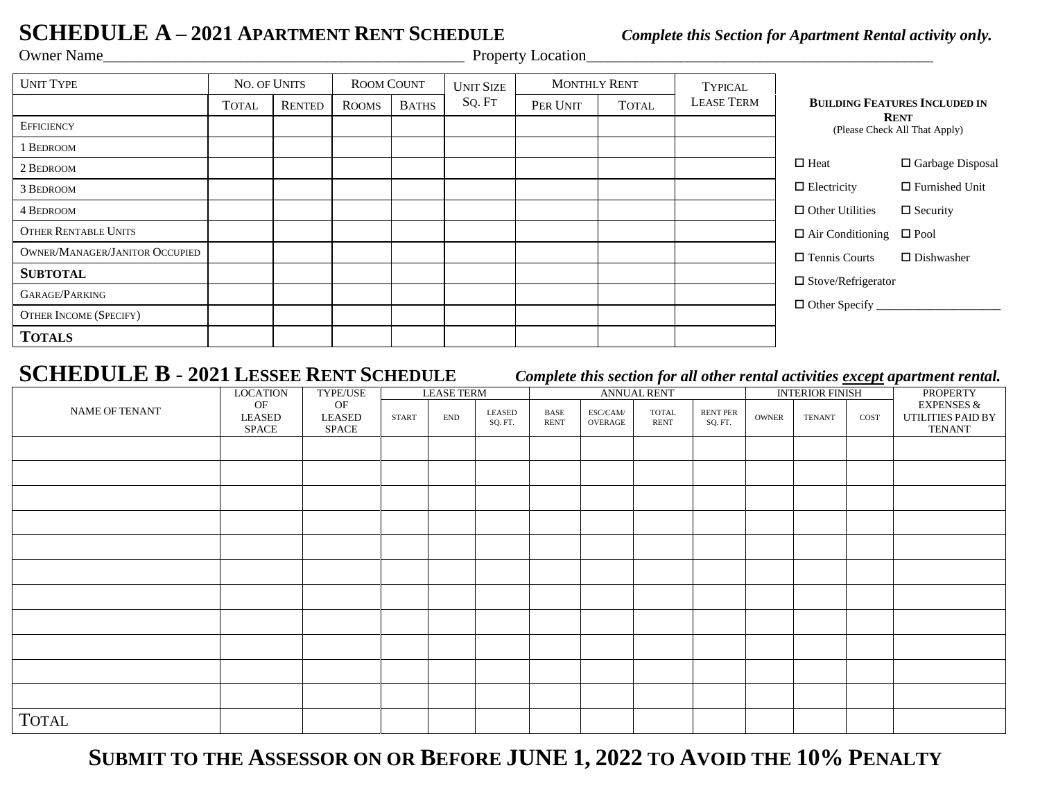# SCHEDULE A – 2021 APARTMENT RENT SCHEDULE

***Complete this Section for Apartment Rental activity only.***

Owner Name_____________________________________________ Property Location_____________________________________________

| UNIT TYPE | NO. OF UNITS | | ROOM COUNT | | UNIT SIZE SQ. FT | MONTHLY RENT | | TYPICAL LEASE TERM |
|---|---|---|---|---|---|---|---|---|
| | TOTAL | RENTED | ROOMS | BATHS | | PER UNIT | TOTAL | |
| EFFICIENCY | | | | | | | | |
| 1 BEDROOM | | | | | | | | |
| 2 BEDROOM | | | | | | | | |
| 3 BEDROOM | | | | | | | | |
| 4 BEDROOM | | | | | | | | |
| OTHER RENTABLE UNITS | | | | | | | | |
| OWNER/MANAGER/JANITOR OCCUPIED | | | | | | | | |
| **SUBTOTAL** | | | | | | | | |
| GARAGE/PARKING | | | | | | | | |
| OTHER INCOME (SPECIFY) | | | | | | | | |
| **TOTALS** | | | | | | | | |

**BUILDING FEATURES INCLUDED IN RENT**
(Please Check All That Apply)

- ☐ Heat
- ☐ Garbage Disposal
- ☐ Electricity
- ☐ Furnished Unit
- ☐ Other Utilities
- ☐ Security
- ☐ Air Conditioning
- ☐ Pool
- ☐ Tennis Courts
- ☐ Dishwasher
- ☐ Stove/Refrigerator
- ☐ Other Specify _____________________

# SCHEDULE B - 2021 LESSEE RENT SCHEDULE

***Complete this section for all other rental activities except apartment rental.***

| NAME OF TENANT | LOCATION OF LEASED SPACE | TYPE/USE OF LEASED SPACE | LEASE TERM | | | ANNUAL RENT | | | | INTERIOR FINISH | | | PROPERTY EXPENSES & UTILITIES PAID BY TENANT |
|---|---|---|---|---|---|---|---|---|---|---|---|---|---|
| | | | START | END | LEASED SQ. FT. | BASE RENT | ESC/CAM/ OVERAGE | TOTAL RENT | RENT PER SQ. FT. | OWNER | TENANT | COST | |
| | | | | | | | | | | | | | |
| | | | | | | | | | | | | | |
| | | | | | | | | | | | | | |
| | | | | | | | | | | | | | |
| | | | | | | | | | | | | | |
| | | | | | | | | | | | | | |
| | | | | | | | | | | | | | |
| | | | | | | | | | | | | | |
| | | | | | | | | | | | | | |
| | | | | | | | | | | | | | |
| | | | | | | | | | | | | | |
| TOTAL | | | | | | | | | | | | | |

**SUBMIT TO THE ASSESSOR ON OR BEFORE JUNE 1, 2022 TO AVOID THE 10% PENALTY**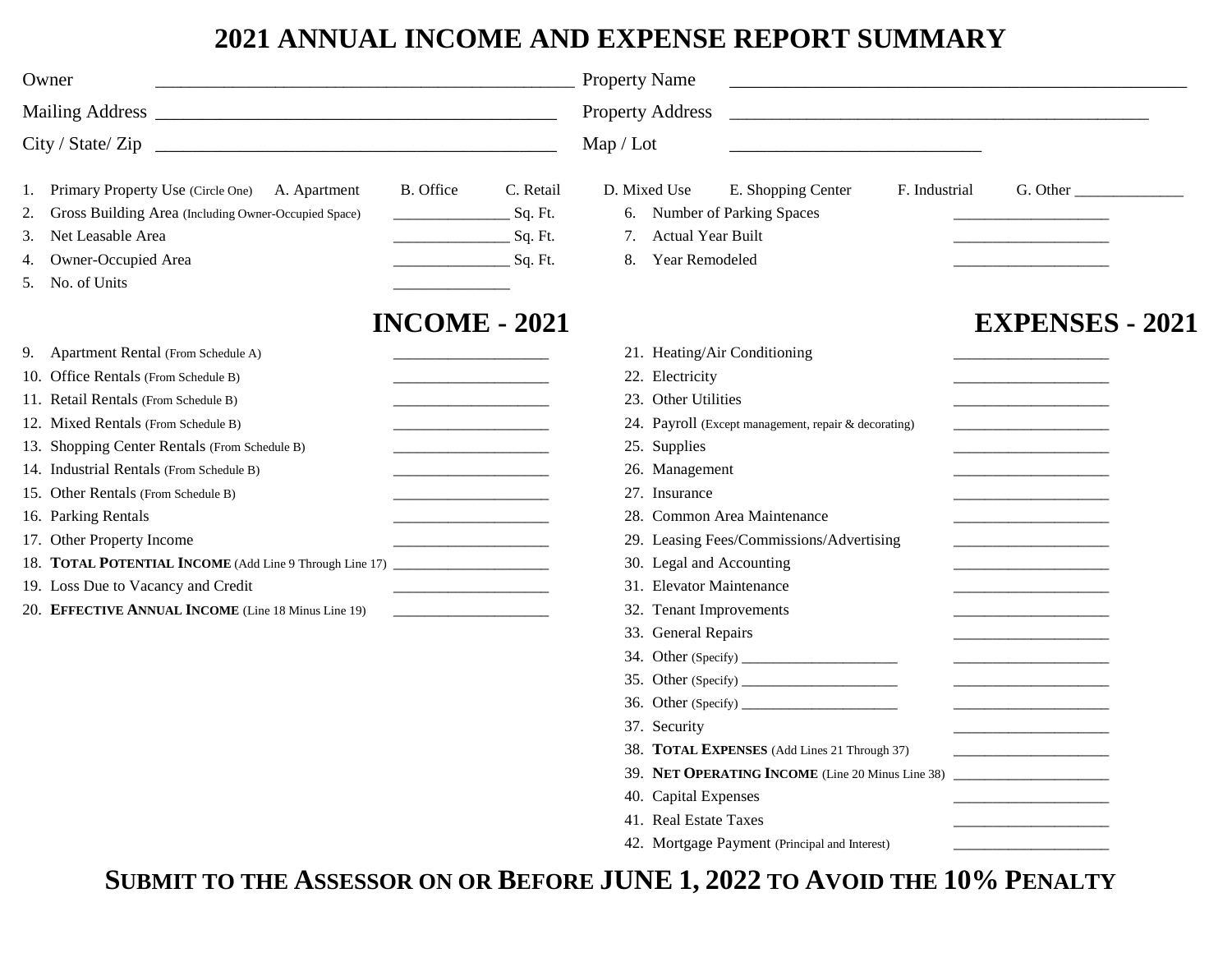# 2021 ANNUAL INCOME AND EXPENSE REPORT SUMMARY

Owner ______________________________________________ Property Name ______________________________________________

Mailing Address ______________________________________________ Property Address ______________________________________________

City / State/ Zip ______________________________________________ Map / Lot ____________________________

1. Primary Property Use (Circle One) A. Apartment B. Office C. Retail D. Mixed Use E. Shopping Center F. Industrial G. Other _____________
2. Gross Building Area (Including Owner-Occupied Space) ______________ Sq. Ft.
3. Net Leasable Area ______________ Sq. Ft.
4. Owner-Occupied Area ______________ Sq. Ft.
5. No. of Units ______________
6. Number of Parking Spaces ___________________
7. Actual Year Built ___________________
8. Year Remodeled ___________________

## INCOME - 2021

9. Apartment Rental (From Schedule A) ___________________
10. Office Rentals (From Schedule B) ___________________
11. Retail Rentals (From Schedule B) ___________________
12. Mixed Rentals (From Schedule B) ___________________
13. Shopping Center Rentals (From Schedule B) ___________________
14. Industrial Rentals (From Schedule B) ___________________
15. Other Rentals (From Schedule B) ___________________
16. Parking Rentals ___________________
17. Other Property Income ___________________
18. **TOTAL POTENTIAL INCOME** (Add Line 9 Through Line 17) ___________________
19. Loss Due to Vacancy and Credit ___________________
20. **EFFECTIVE ANNUAL INCOME** (Line 18 Minus Line 19) ___________________

## EXPENSES - 2021

21. Heating/Air Conditioning ___________________
22. Electricity ___________________
23. Other Utilities ___________________
24. Payroll (Except management, repair & decorating) ___________________
25. Supplies ___________________
26. Management ___________________
27. Insurance ___________________
28. Common Area Maintenance ___________________
29. Leasing Fees/Commissions/Advertising ___________________
30. Legal and Accounting ___________________
31. Elevator Maintenance ___________________
32. Tenant Improvements ___________________
33. General Repairs ___________________
34. Other (Specify) _____________________ ___________________
35. Other (Specify) _____________________ ___________________
36. Other (Specify) _____________________ ___________________
37. Security ___________________
38. **TOTAL EXPENSES** (Add Lines 21 Through 37) ___________________
39. **NET OPERATING INCOME** (Line 20 Minus Line 38) ___________________
40. Capital Expenses ___________________
41. Real Estate Taxes ___________________
42. Mortgage Payment (Principal and Interest) ___________________

**SUBMIT TO THE ASSESSOR ON OR BEFORE JUNE 1, 2022 TO AVOID THE 10% PENALTY**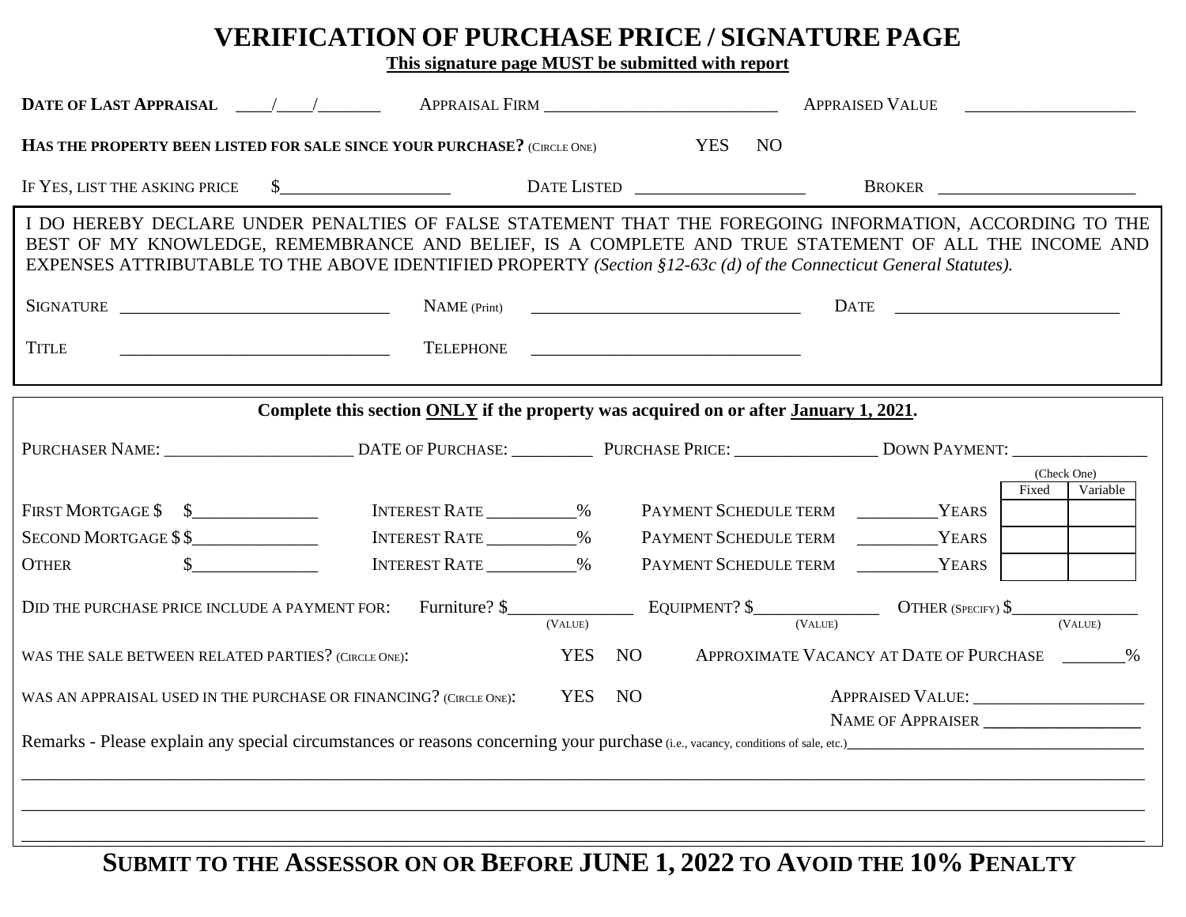# VERIFICATION OF PURCHASE PRICE / SIGNATURE PAGE

**This signature page MUST be submitted with report**

**DATE OF LAST APPRAISAL** ____/____/_______ APPRAISAL FIRM ___________________________ APPRAISED VALUE ____________________

**HAS THE PROPERTY BEEN LISTED FOR SALE SINCE YOUR PURCHASE?** (CIRCLE ONE) YES NO

IF YES, LIST THE ASKING PRICE $___________________ DATE LISTED ___________________ BROKER _______________________

I DO HEREBY DECLARE UNDER PENALTIES OF FALSE STATEMENT THAT THE FOREGOING INFORMATION, ACCORDING TO THE BEST OF MY KNOWLEDGE, REMEMBRANCE AND BELIEF, IS A COMPLETE AND TRUE STATEMENT OF ALL THE INCOME AND EXPENSES ATTRIBUTABLE TO THE ABOVE IDENTIFIED PROPERTY *(Section §12-63c (d) of the Connecticut General Statutes).*

SIGNATURE _______________________________ NAME (Print) _______________________________ DATE _________________________

TITLE _______________________________ TELEPHONE _______________________________

**Complete this section ONLY if the property was acquired on or after January 1, 2021.**

PURCHASER NAME: ______________________ DATE OF PURCHASE: _________ PURCHASE PRICE: ________________ DOWN PAYMENT: _______________

| | | | | (Check One) | |
|---|---|---|---|---|---|
| | | | | Fixed | Variable |
| FIRST MORTGAGE $ | $______________ | INTEREST RATE __________% | PAYMENT SCHEDULE TERM _________YEARS | | |
| SECOND MORTGAGE $ | $______________ | INTEREST RATE __________% | PAYMENT SCHEDULE TERM _________YEARS | | |
| OTHER | $______________ | INTEREST RATE __________% | PAYMENT SCHEDULE TERM _________YEARS | | |

DID THE PURCHASE PRICE INCLUDE A PAYMENT FOR: Furniture? $______________ (VALUE) EQUIPMENT? $______________ (VALUE) OTHER (SPECIFY) $______________ (VALUE)

WAS THE SALE BETWEEN RELATED PARTIES? (CIRCLE ONE): YES NO APPROXIMATE VACANCY AT DATE OF PURCHASE _______%

WAS AN APPRAISAL USED IN THE PURCHASE OR FINANCING? (CIRCLE ONE): YES NO APPRAISED VALUE: ___________________

NAME OF APPRAISER __________________

Remarks - Please explain any special circumstances or reasons concerning your purchase (i.e., vacancy, conditions of sale, etc.)___________________________________

_____________________________________________________________________________________________________

_____________________________________________________________________________________________________

_____________________________________________________________________________________________________

## SUBMIT TO THE ASSESSOR ON OR BEFORE JUNE 1, 2022 TO AVOID THE 10% PENALTY